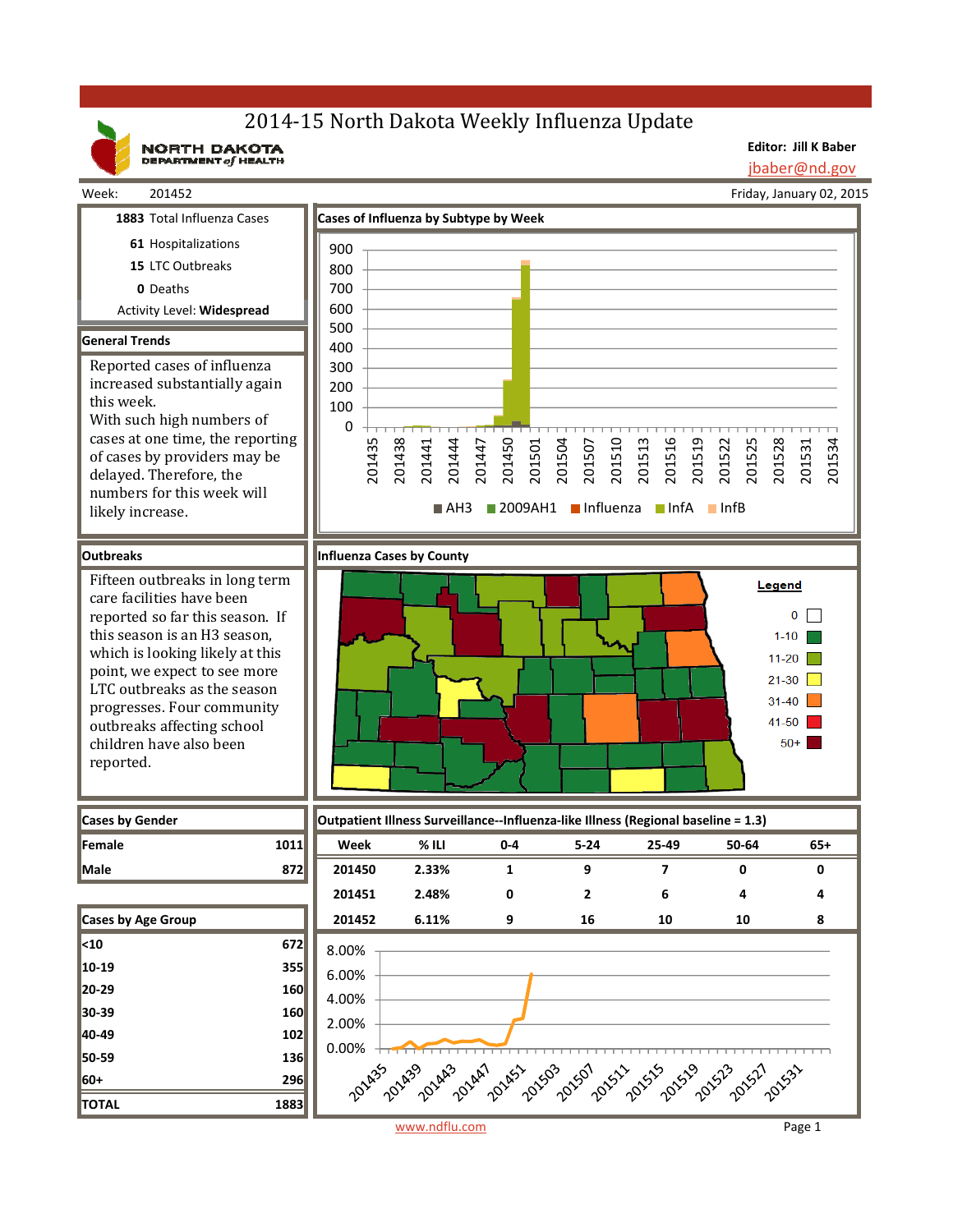# 2014-15 North Dakota Weekly Influenza Update

NORTH DAKOTA DEPARTMENT of HEALTH

**Editor: Jill K Baber**
jbaber@nd.gov

Week: 201452 — Friday, January 02, 2015

**1883** Total Influenza Cases
**61** Hospitalizations
**15** LTC Outbreaks
**0** Deaths
Activity Level: **Widespread**

## General Trends

Reported cases of influenza increased substantially again this week.
With such high numbers of cases at one time, the reporting of cases by providers may be delayed. Therefore, the numbers for this week will likely increase.

## Cases of Influenza by Subtype by Week

Legend: AH3, 2009AH1, Influenza, InfA, InfB

## Outbreaks

Fifteen outbreaks in long term care facilities have been reported so far this season. If this season is an H3 season, which is looking likely at this point, we expect to see more LTC outbreaks as the season progresses. Four community outbreaks affecting school children have also been reported.

## Influenza Cases by County

Legend: 0, 1-10, 11-20, 21-30, 31-40, 41-50, 50+

## Cases by Gender

| Gender | Cases |
|---|---|
| Female | 1011 |
| Male | 872 |

## Cases by Age Group

| Age Group | Cases |
|---|---|
| <10 | 672 |
| 10-19 | 355 |
| 20-29 | 160 |
| 30-39 | 160 |
| 40-49 | 102 |
| 50-59 | 136 |
| 60+ | 296 |
| TOTAL | 1883 |

## Outpatient Illness Surveillance--Influenza-like Illness (Regional baseline = 1.3)

| Week | % ILI | 0-4 | 5-24 | 25-49 | 50-64 | 65+ |
|---|---|---|---|---|---|---|
| 201450 | 2.33% | 1 | 9 | 7 | 0 | 0 |
| 201451 | 2.48% | 0 | 2 | 6 | 4 | 4 |
| 201452 | 6.11% | 9 | 16 | 10 | 10 | 8 |

www.ndflu.com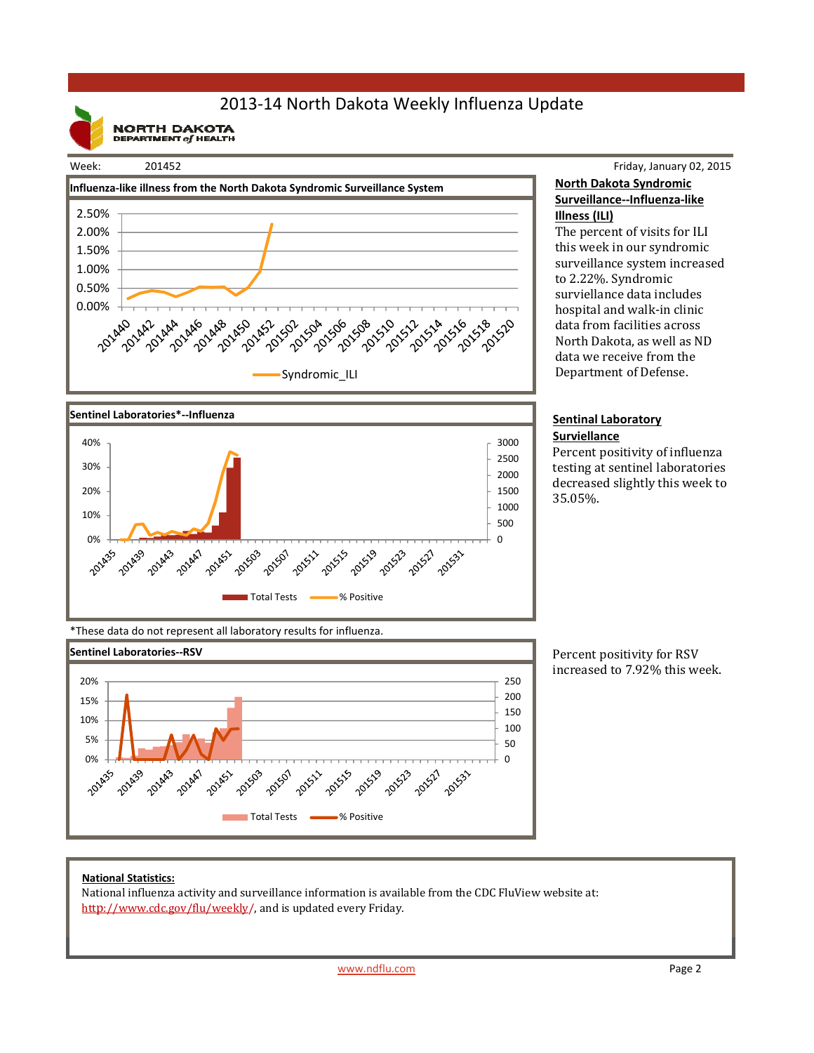# 2013-14 North Dakota Weekly Influenza Update

NORTH DAKOTA DEPARTMENT of HEALTH

Week: 201452

Friday, January 02, 2015

**Influenza-like illness from the North Dakota Syndromic Surveillance System**

**North Dakota Syndromic Surveillance--Influenza-like Illness (ILI)**

The percent of visits for ILI this week in our syndromic surveillance system increased to 2.22%. Syndromic surviellance data includes hospital and walk-in clinic data from facilities across North Dakota, as well as ND data we receive from the Department of Defense.

**Sentinel Laboratories*--Influenza**

**Sentinal Laboratory Surviellance**

Percent positivity of influenza testing at sentinel laboratories decreased slightly this week to 35.05%.

*These data do not represent all laboratory results for influenza.

**Sentinel Laboratories--RSV**

Percent positivity for RSV increased to 7.92% this week.

**National Statistics:**

National influenza activity and surveillance information is available from the CDC FluView website at: http://www.cdc.gov/flu/weekly/, and is updated every Friday.

www.ndflu.com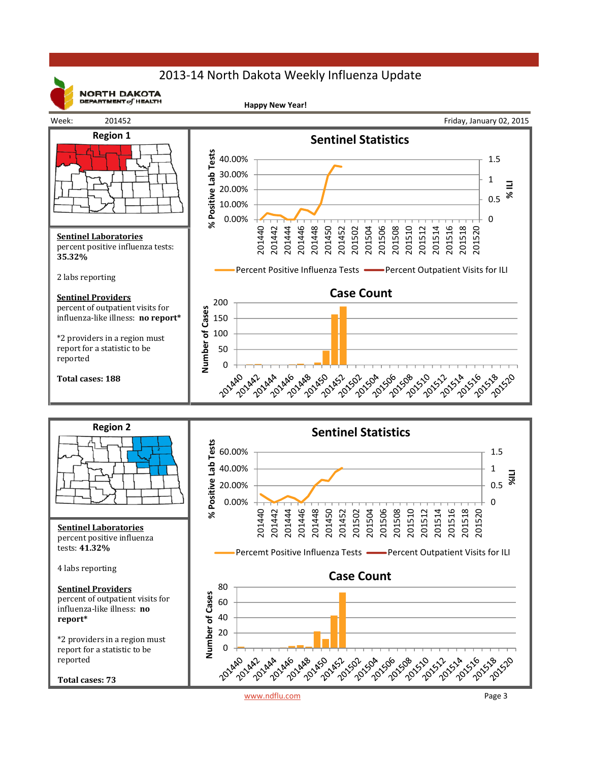# 2013-14 North Dakota Weekly Influenza Update

NORTH DAKOTA DEPARTMENT of HEALTH

**Happy New Year!**

Week: 201452

Friday, January 02, 2015

## Region 1

**Sentinel Laboratories**
percent positive influenza tests: **35.32%**

2 labs reporting

**Sentinel Providers**
percent of outpatient visits for influenza-like illness: **no report***

*2 providers in a region must report for a statistic to be reported

**Total cases: 188**

### Sentinel Statistics

Percent Positive Influenza Tests — Percent Outpatient Visits for ILI

### Case Count

## Region 2

**Sentinel Laboratories**
percent positive influenza tests: **41.32%**

4 labs reporting

**Sentinel Providers**
percent of outpatient visits for influenza-like illness: **no report***

*2 providers in a region must report for a statistic to be reported

**Total cases: 73**

### Sentinel Statistics

Percemt Positive Influenza Tests — Percent Outpatient Visits for ILI

### Case Count

www.ndflu.com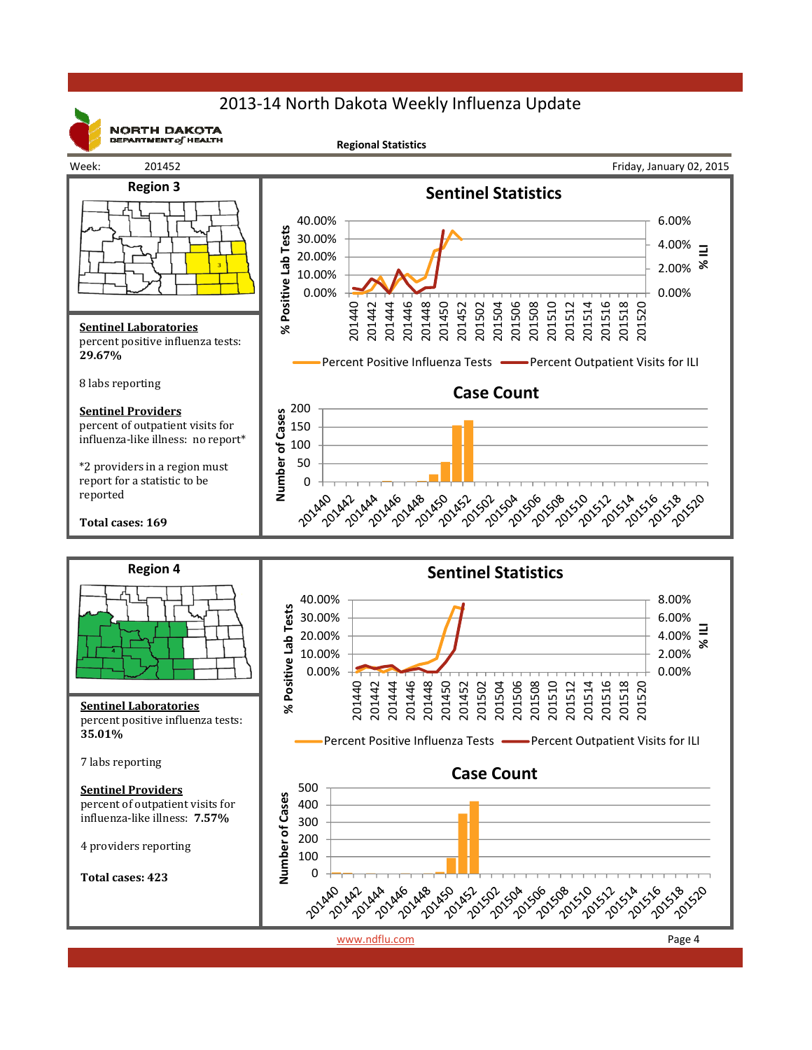# 2013-14 North Dakota Weekly Influenza Update

NORTH DAKOTA DEPARTMENT of HEALTH

**Regional Statistics**

Week: 201452

Friday, January 02, 2015

## Region 3

**Sentinel Laboratories**
percent positive influenza tests:
**29.67%**

8 labs reporting

**Sentinel Providers**
percent of outpatient visits for influenza-like illness: no report*

*2 providers in a region must report for a statistic to be reported

**Total cases: 169**

### Sentinel Statistics

% Positive Lab Tests
40.00%
30.00%
20.00%
10.00%
0.00%

% ILI
6.00%
4.00%
2.00%
0.00%

201440 201442 201444 201446 201448 201450 201452 201502 201504 201506 201508 201510 201512 201514 201516 201518 201520

Percent Positive Influenza Tests
Percent Outpatient Visits for ILI

### Case Count

Number of Cases
200
150
100
50
0

201440 201442 201444 201446 201448 201450 201452 201502 201504 201506 201508 201510 201512 201514 201516 201518 201520

## Region 4

**Sentinel Laboratories**
percent positive influenza tests:
**35.01%**

7 labs reporting

**Sentinel Providers**
percent of outpatient visits for influenza-like illness: **7.57%**

4 providers reporting

**Total cases: 423**

### Sentinel Statistics

% Positive Lab Tests
40.00%
30.00%
20.00%
10.00%
0.00%

% ILI
8.00%
6.00%
4.00%
2.00%
0.00%

201440 201442 201444 201446 201448 201450 201452 201502 201504 201506 201508 201510 201512 201514 201516 201518 201520

Percent Positive Influenza Tests
Percent Outpatient Visits for ILI

### Case Count

Number of Cases
500
400
300
200
100
0

201440 201442 201444 201446 201448 201450 201452 201502 201504 201506 201508 201510 201512 201514 201516 201518 201520

www.ndflu.com